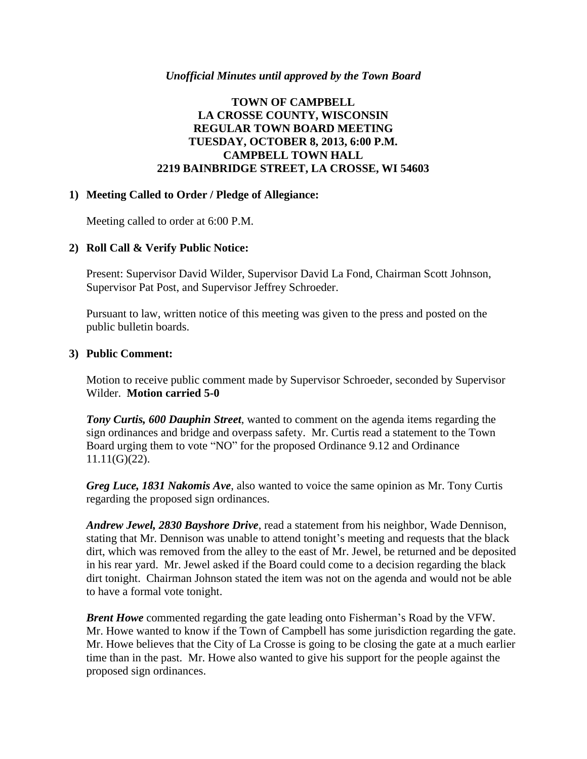*Unofficial Minutes until approved by the Town Board*

# TOWN OF CAMPBELL
# LA CROSSE COUNTY, WISCONSIN
# REGULAR TOWN BOARD MEETING
# TUESDAY, OCTOBER 8, 2013, 6:00 P.M.
# CAMPBELL TOWN HALL
# 2219 BAINBRIDGE STREET, LA CROSSE, WI 54603

## 1) Meeting Called to Order / Pledge of Allegiance:

Meeting called to order at 6:00 P.M.

## 2) Roll Call & Verify Public Notice:

Present: Supervisor David Wilder, Supervisor David La Fond, Chairman Scott Johnson, Supervisor Pat Post, and Supervisor Jeffrey Schroeder.

Pursuant to law, written notice of this meeting was given to the press and posted on the public bulletin boards.

## 3) Public Comment:

Motion to receive public comment made by Supervisor Schroeder, seconded by Supervisor Wilder. **Motion carried 5-0**

***Tony Curtis, 600 Dauphin Street***, wanted to comment on the agenda items regarding the sign ordinances and bridge and overpass safety. Mr. Curtis read a statement to the Town Board urging them to vote "NO" for the proposed Ordinance 9.12 and Ordinance 11.11(G)(22).

***Greg Luce, 1831 Nakomis Ave***, also wanted to voice the same opinion as Mr. Tony Curtis regarding the proposed sign ordinances.

***Andrew Jewel, 2830 Bayshore Drive***, read a statement from his neighbor, Wade Dennison, stating that Mr. Dennison was unable to attend tonight's meeting and requests that the black dirt, which was removed from the alley to the east of Mr. Jewel, be returned and be deposited in his rear yard. Mr. Jewel asked if the Board could come to a decision regarding the black dirt tonight. Chairman Johnson stated the item was not on the agenda and would not be able to have a formal vote tonight.

***Brent Howe*** commented regarding the gate leading onto Fisherman's Road by the VFW. Mr. Howe wanted to know if the Town of Campbell has some jurisdiction regarding the gate. Mr. Howe believes that the City of La Crosse is going to be closing the gate at a much earlier time than in the past. Mr. Howe also wanted to give his support for the people against the proposed sign ordinances.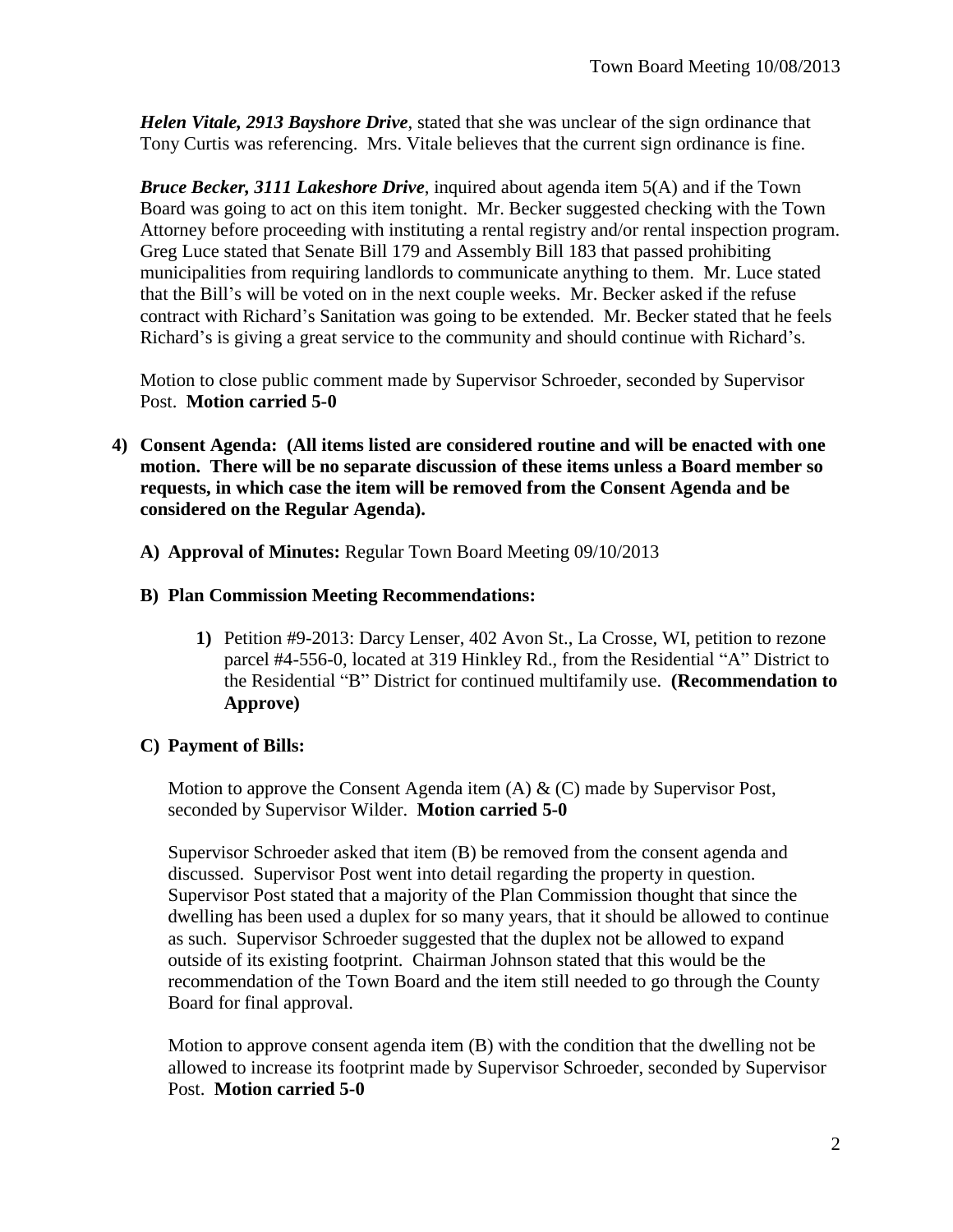***Helen Vitale, 2913 Bayshore Drive***, stated that she was unclear of the sign ordinance that Tony Curtis was referencing. Mrs. Vitale believes that the current sign ordinance is fine.

***Bruce Becker, 3111 Lakeshore Drive***, inquired about agenda item 5(A) and if the Town Board was going to act on this item tonight. Mr. Becker suggested checking with the Town Attorney before proceeding with instituting a rental registry and/or rental inspection program. Greg Luce stated that Senate Bill 179 and Assembly Bill 183 that passed prohibiting municipalities from requiring landlords to communicate anything to them. Mr. Luce stated that the Bill's will be voted on in the next couple weeks. Mr. Becker asked if the refuse contract with Richard's Sanitation was going to be extended. Mr. Becker stated that he feels Richard's is giving a great service to the community and should continue with Richard's.

Motion to close public comment made by Supervisor Schroeder, seconded by Supervisor Post. **Motion carried 5-0**

4) **Consent Agenda: (All items listed are considered routine and will be enacted with one motion. There will be no separate discussion of these items unless a Board member so requests, in which case the item will be removed from the Consent Agenda and be considered on the Regular Agenda).**

   A) **Approval of Minutes:** Regular Town Board Meeting 09/10/2013

   B) **Plan Commission Meeting Recommendations:**

      1) Petition #9-2013: Darcy Lenser, 402 Avon St., La Crosse, WI, petition to rezone parcel #4-556-0, located at 319 Hinkley Rd., from the Residential "A" District to the Residential "B" District for continued multifamily use. **(Recommendation to Approve)**

   C) **Payment of Bills:**

   Motion to approve the Consent Agenda item (A) & (C) made by Supervisor Post, seconded by Supervisor Wilder. **Motion carried 5-0**

   Supervisor Schroeder asked that item (B) be removed from the consent agenda and discussed. Supervisor Post went into detail regarding the property in question. Supervisor Post stated that a majority of the Plan Commission thought that since the dwelling has been used a duplex for so many years, that it should be allowed to continue as such. Supervisor Schroeder suggested that the duplex not be allowed to expand outside of its existing footprint. Chairman Johnson stated that this would be the recommendation of the Town Board and the item still needed to go through the County Board for final approval.

   Motion to approve consent agenda item (B) with the condition that the dwelling not be allowed to increase its footprint made by Supervisor Schroeder, seconded by Supervisor Post. **Motion carried 5-0**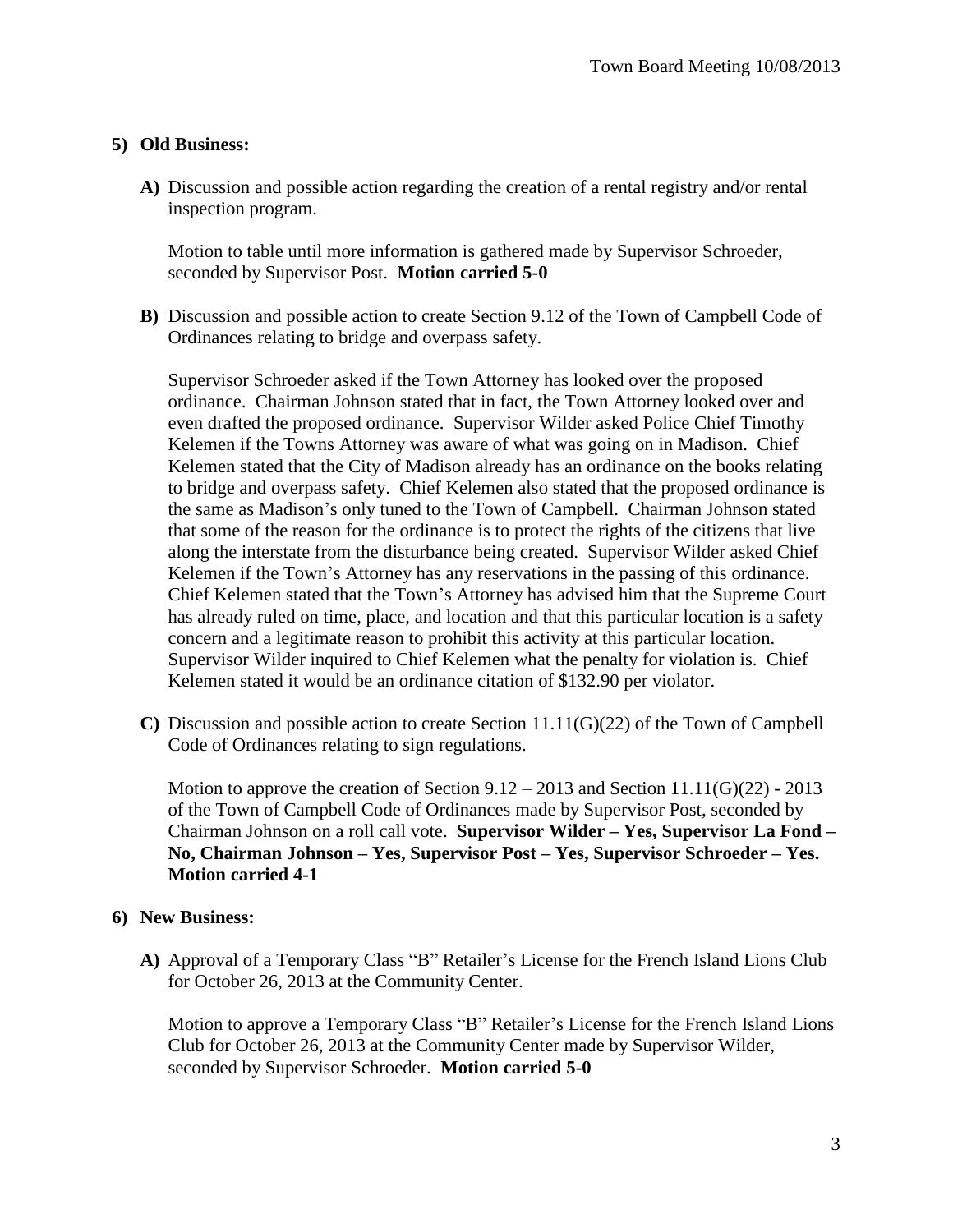**5) Old Business:**

**A)** Discussion and possible action regarding the creation of a rental registry and/or rental inspection program.

Motion to table until more information is gathered made by Supervisor Schroeder, seconded by Supervisor Post. **Motion carried 5-0**

**B)** Discussion and possible action to create Section 9.12 of the Town of Campbell Code of Ordinances relating to bridge and overpass safety.

Supervisor Schroeder asked if the Town Attorney has looked over the proposed ordinance. Chairman Johnson stated that in fact, the Town Attorney looked over and even drafted the proposed ordinance. Supervisor Wilder asked Police Chief Timothy Kelemen if the Towns Attorney was aware of what was going on in Madison. Chief Kelemen stated that the City of Madison already has an ordinance on the books relating to bridge and overpass safety. Chief Kelemen also stated that the proposed ordinance is the same as Madison's only tuned to the Town of Campbell. Chairman Johnson stated that some of the reason for the ordinance is to protect the rights of the citizens that live along the interstate from the disturbance being created. Supervisor Wilder asked Chief Kelemen if the Town's Attorney has any reservations in the passing of this ordinance. Chief Kelemen stated that the Town's Attorney has advised him that the Supreme Court has already ruled on time, place, and location and that this particular location is a safety concern and a legitimate reason to prohibit this activity at this particular location. Supervisor Wilder inquired to Chief Kelemen what the penalty for violation is. Chief Kelemen stated it would be an ordinance citation of $132.90 per violator.

**C)** Discussion and possible action to create Section 11.11(G)(22) of the Town of Campbell Code of Ordinances relating to sign regulations.

Motion to approve the creation of Section 9.12 – 2013 and Section 11.11(G)(22) - 2013 of the Town of Campbell Code of Ordinances made by Supervisor Post, seconded by Chairman Johnson on a roll call vote. **Supervisor Wilder – Yes, Supervisor La Fond – No, Chairman Johnson – Yes, Supervisor Post – Yes, Supervisor Schroeder – Yes. Motion carried 4-1**

**6) New Business:**

**A)** Approval of a Temporary Class "B" Retailer's License for the French Island Lions Club for October 26, 2013 at the Community Center.

Motion to approve a Temporary Class "B" Retailer's License for the French Island Lions Club for October 26, 2013 at the Community Center made by Supervisor Wilder, seconded by Supervisor Schroeder. **Motion carried 5-0**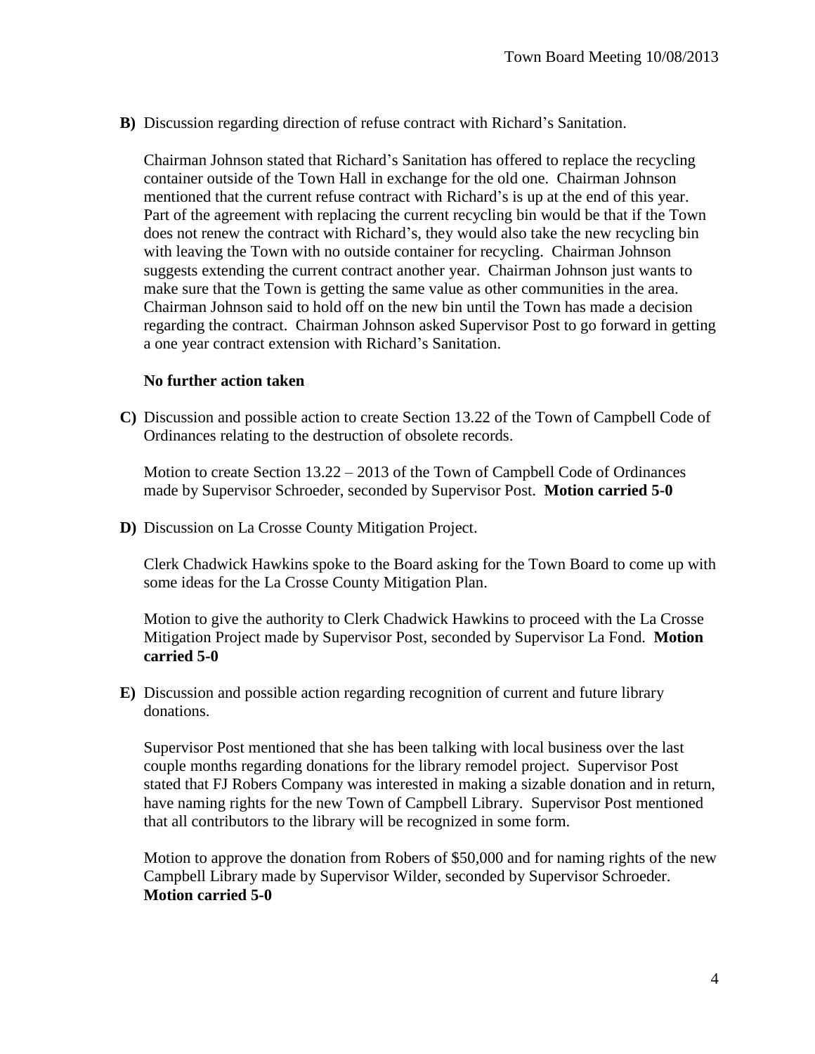**B)** Discussion regarding direction of refuse contract with Richard's Sanitation.

Chairman Johnson stated that Richard's Sanitation has offered to replace the recycling container outside of the Town Hall in exchange for the old one. Chairman Johnson mentioned that the current refuse contract with Richard's is up at the end of this year. Part of the agreement with replacing the current recycling bin would be that if the Town does not renew the contract with Richard's, they would also take the new recycling bin with leaving the Town with no outside container for recycling. Chairman Johnson suggests extending the current contract another year. Chairman Johnson just wants to make sure that the Town is getting the same value as other communities in the area. Chairman Johnson said to hold off on the new bin until the Town has made a decision regarding the contract. Chairman Johnson asked Supervisor Post to go forward in getting a one year contract extension with Richard's Sanitation.

**No further action taken**

**C)** Discussion and possible action to create Section 13.22 of the Town of Campbell Code of Ordinances relating to the destruction of obsolete records.

Motion to create Section 13.22 – 2013 of the Town of Campbell Code of Ordinances made by Supervisor Schroeder, seconded by Supervisor Post. **Motion carried 5-0**

**D)** Discussion on La Crosse County Mitigation Project.

Clerk Chadwick Hawkins spoke to the Board asking for the Town Board to come up with some ideas for the La Crosse County Mitigation Plan.

Motion to give the authority to Clerk Chadwick Hawkins to proceed with the La Crosse Mitigation Project made by Supervisor Post, seconded by Supervisor La Fond. **Motion carried 5-0**

**E)** Discussion and possible action regarding recognition of current and future library donations.

Supervisor Post mentioned that she has been talking with local business over the last couple months regarding donations for the library remodel project. Supervisor Post stated that FJ Robers Company was interested in making a sizable donation and in return, have naming rights for the new Town of Campbell Library. Supervisor Post mentioned that all contributors to the library will be recognized in some form.

Motion to approve the donation from Robers of $50,000 and for naming rights of the new Campbell Library made by Supervisor Wilder, seconded by Supervisor Schroeder. **Motion carried 5-0**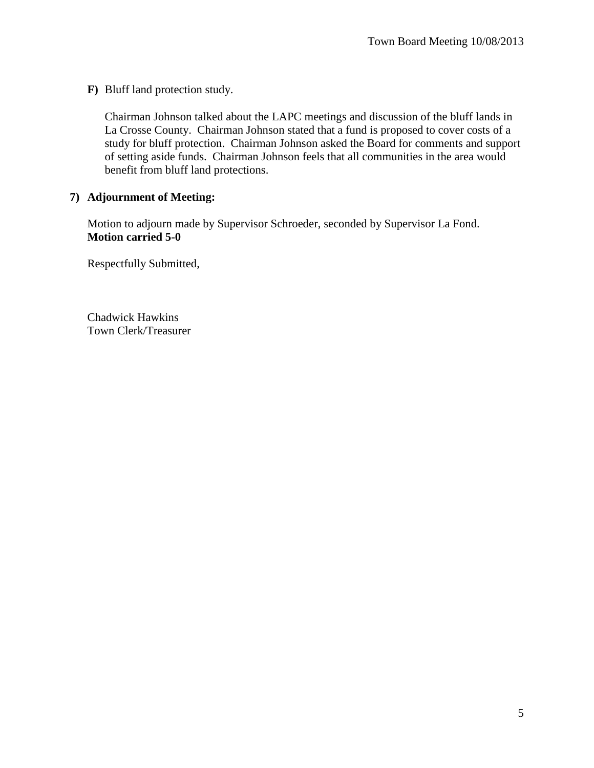**F)** Bluff land protection study.

Chairman Johnson talked about the LAPC meetings and discussion of the bluff lands in La Crosse County. Chairman Johnson stated that a fund is proposed to cover costs of a study for bluff protection. Chairman Johnson asked the Board for comments and support of setting aside funds. Chairman Johnson feels that all communities in the area would benefit from bluff land protections.

**7) Adjournment of Meeting:**

Motion to adjourn made by Supervisor Schroeder, seconded by Supervisor La Fond.
**Motion carried 5-0**

Respectfully Submitted,

Chadwick Hawkins
Town Clerk/Treasurer